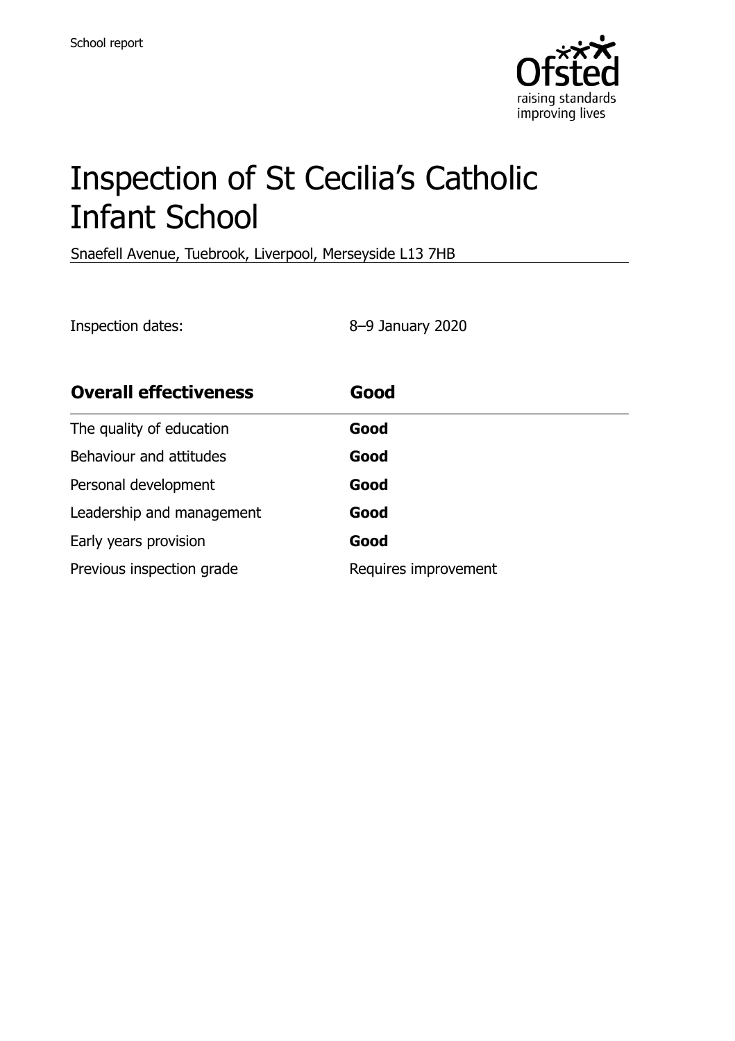School report

# Inspection of St Cecilia's Catholic Infant School

Snaefell Avenue, Tuebrook, Liverpool, Merseyside L13 7HB

Inspection dates: 8–9 January 2020

| **Overall effectiveness** | **Good** |
| --- | --- |
| The quality of education | **Good** |
| Behaviour and attitudes | **Good** |
| Personal development | **Good** |
| Leadership and management | **Good** |
| Early years provision | **Good** |
| Previous inspection grade | Requires improvement |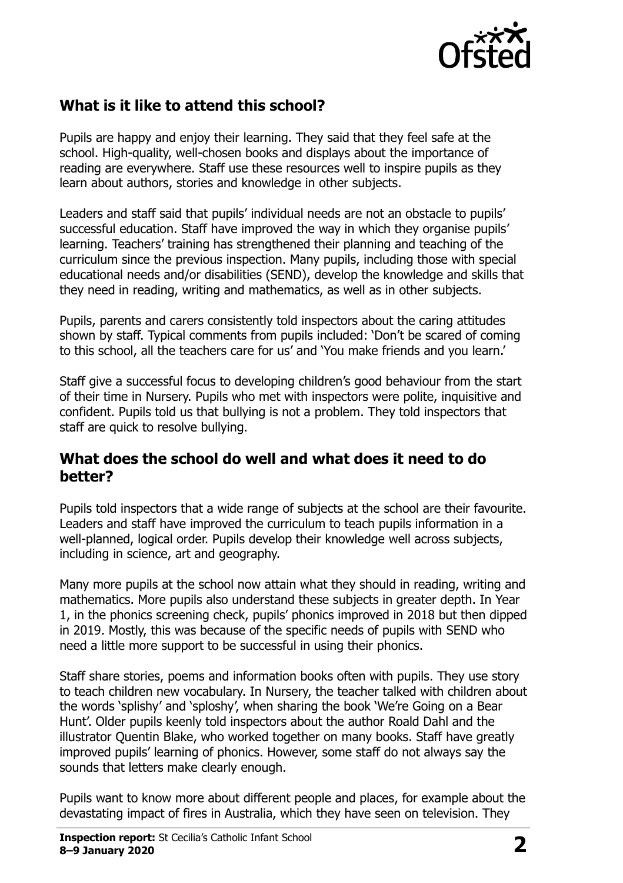## What is it like to attend this school?

Pupils are happy and enjoy their learning. They said that they feel safe at the school. High-quality, well-chosen books and displays about the importance of reading are everywhere. Staff use these resources well to inspire pupils as they learn about authors, stories and knowledge in other subjects.

Leaders and staff said that pupils' individual needs are not an obstacle to pupils' successful education. Staff have improved the way in which they organise pupils' learning. Teachers' training has strengthened their planning and teaching of the curriculum since the previous inspection. Many pupils, including those with special educational needs and/or disabilities (SEND), develop the knowledge and skills that they need in reading, writing and mathematics, as well as in other subjects.

Pupils, parents and carers consistently told inspectors about the caring attitudes shown by staff. Typical comments from pupils included: 'Don't be scared of coming to this school, all the teachers care for us' and 'You make friends and you learn.'

Staff give a successful focus to developing children's good behaviour from the start of their time in Nursery. Pupils who met with inspectors were polite, inquisitive and confident. Pupils told us that bullying is not a problem. They told inspectors that staff are quick to resolve bullying.

## What does the school do well and what does it need to do better?

Pupils told inspectors that a wide range of subjects at the school are their favourite. Leaders and staff have improved the curriculum to teach pupils information in a well-planned, logical order. Pupils develop their knowledge well across subjects, including in science, art and geography.

Many more pupils at the school now attain what they should in reading, writing and mathematics. More pupils also understand these subjects in greater depth. In Year 1, in the phonics screening check, pupils' phonics improved in 2018 but then dipped in 2019. Mostly, this was because of the specific needs of pupils with SEND who need a little more support to be successful in using their phonics.

Staff share stories, poems and information books often with pupils. They use story to teach children new vocabulary. In Nursery, the teacher talked with children about the words 'splishy' and 'sploshy', when sharing the book 'We're Going on a Bear Hunt'. Older pupils keenly told inspectors about the author Roald Dahl and the illustrator Quentin Blake, who worked together on many books. Staff have greatly improved pupils' learning of phonics. However, some staff do not always say the sounds that letters make clearly enough.

Pupils want to know more about different people and places, for example about the devastating impact of fires in Australia, which they have seen on television. They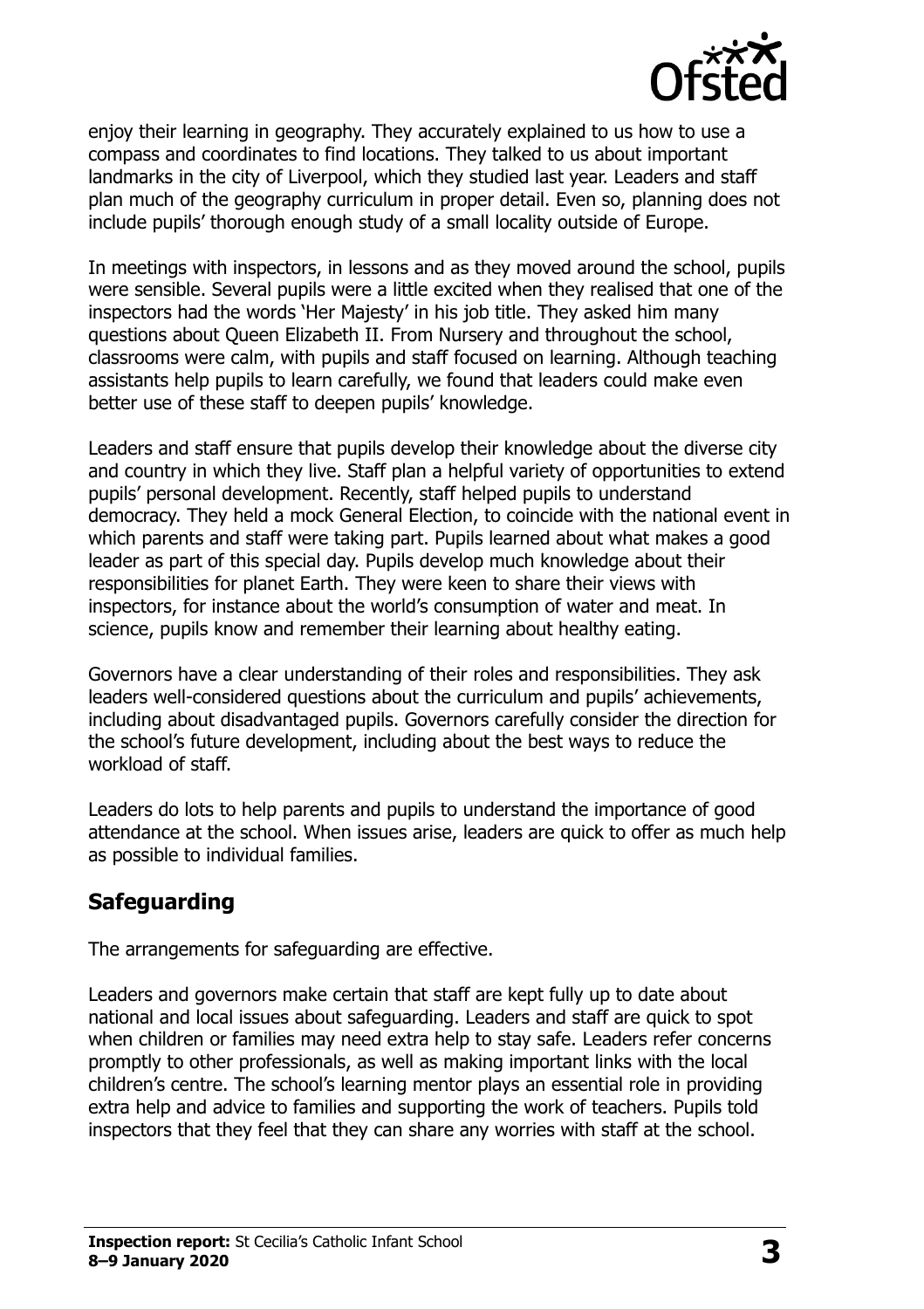enjoy their learning in geography. They accurately explained to us how to use a compass and coordinates to find locations. They talked to us about important landmarks in the city of Liverpool, which they studied last year. Leaders and staff plan much of the geography curriculum in proper detail. Even so, planning does not include pupils' thorough enough study of a small locality outside of Europe.

In meetings with inspectors, in lessons and as they moved around the school, pupils were sensible. Several pupils were a little excited when they realised that one of the inspectors had the words 'Her Majesty' in his job title. They asked him many questions about Queen Elizabeth II. From Nursery and throughout the school, classrooms were calm, with pupils and staff focused on learning. Although teaching assistants help pupils to learn carefully, we found that leaders could make even better use of these staff to deepen pupils' knowledge.

Leaders and staff ensure that pupils develop their knowledge about the diverse city and country in which they live. Staff plan a helpful variety of opportunities to extend pupils' personal development. Recently, staff helped pupils to understand democracy. They held a mock General Election, to coincide with the national event in which parents and staff were taking part. Pupils learned about what makes a good leader as part of this special day. Pupils develop much knowledge about their responsibilities for planet Earth. They were keen to share their views with inspectors, for instance about the world's consumption of water and meat. In science, pupils know and remember their learning about healthy eating.

Governors have a clear understanding of their roles and responsibilities. They ask leaders well-considered questions about the curriculum and pupils' achievements, including about disadvantaged pupils. Governors carefully consider the direction for the school's future development, including about the best ways to reduce the workload of staff.

Leaders do lots to help parents and pupils to understand the importance of good attendance at the school. When issues arise, leaders are quick to offer as much help as possible to individual families.

## Safeguarding

The arrangements for safeguarding are effective.

Leaders and governors make certain that staff are kept fully up to date about national and local issues about safeguarding. Leaders and staff are quick to spot when children or families may need extra help to stay safe. Leaders refer concerns promptly to other professionals, as well as making important links with the local children's centre. The school's learning mentor plays an essential role in providing extra help and advice to families and supporting the work of teachers. Pupils told inspectors that they feel that they can share any worries with staff at the school.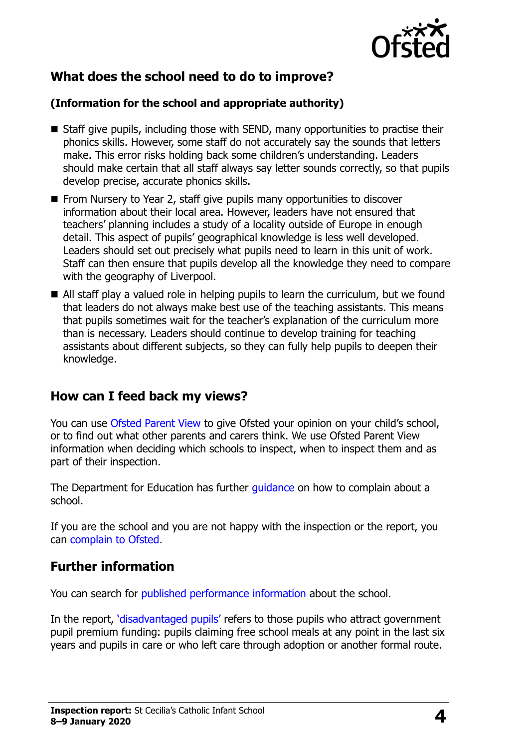## What does the school need to do to improve?

### (Information for the school and appropriate authority)

- Staff give pupils, including those with SEND, many opportunities to practise their phonics skills. However, some staff do not accurately say the sounds that letters make. This error risks holding back some children's understanding. Leaders should make certain that all staff always say letter sounds correctly, so that pupils develop precise, accurate phonics skills.
- From Nursery to Year 2, staff give pupils many opportunities to discover information about their local area. However, leaders have not ensured that teachers' planning includes a study of a locality outside of Europe in enough detail. This aspect of pupils' geographical knowledge is less well developed. Leaders should set out precisely what pupils need to learn in this unit of work. Staff can then ensure that pupils develop all the knowledge they need to compare with the geography of Liverpool.
- All staff play a valued role in helping pupils to learn the curriculum, but we found that leaders do not always make best use of the teaching assistants. This means that pupils sometimes wait for the teacher's explanation of the curriculum more than is necessary. Leaders should continue to develop training for teaching assistants about different subjects, so they can fully help pupils to deepen their knowledge.

## How can I feed back my views?

You can use Ofsted Parent View to give Ofsted your opinion on your child's school, or to find out what other parents and carers think. We use Ofsted Parent View information when deciding which schools to inspect, when to inspect them and as part of their inspection.

The Department for Education has further guidance on how to complain about a school.

If you are the school and you are not happy with the inspection or the report, you can complain to Ofsted.

## Further information

You can search for published performance information about the school.

In the report, 'disadvantaged pupils' refers to those pupils who attract government pupil premium funding: pupils claiming free school meals at any point in the last six years and pupils in care or who left care through adoption or another formal route.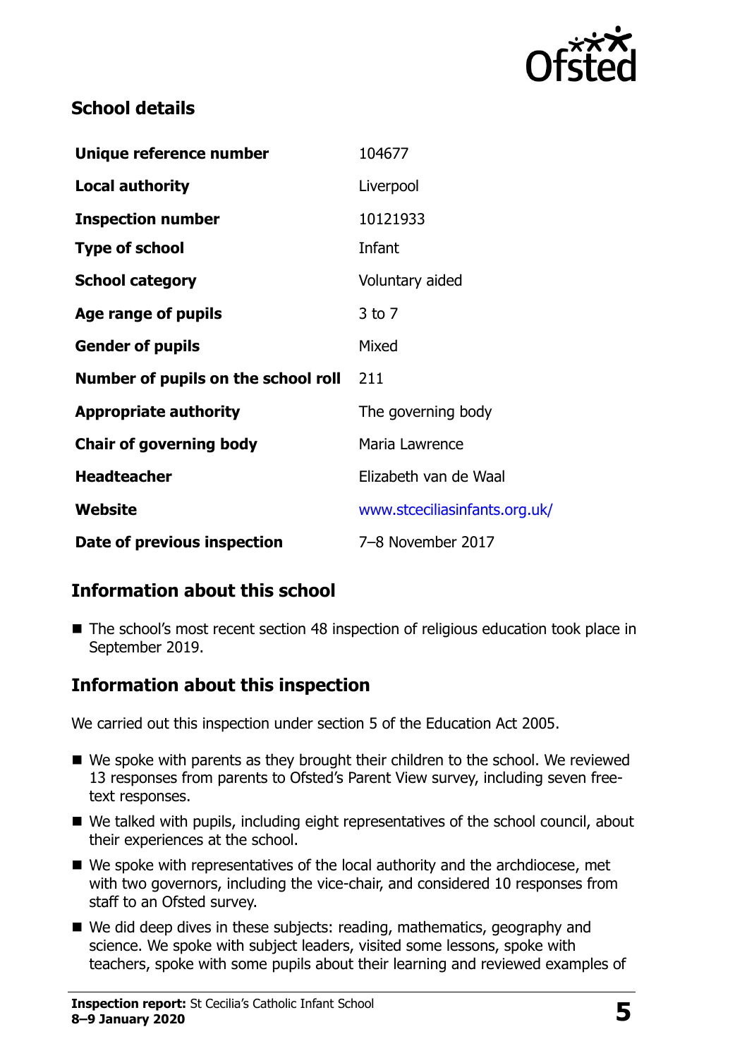## School details

| | |
|---|---|
| **Unique reference number** | 104677 |
| **Local authority** | Liverpool |
| **Inspection number** | 10121933 |
| **Type of school** | Infant |
| **School category** | Voluntary aided |
| **Age range of pupils** | 3 to 7 |
| **Gender of pupils** | Mixed |
| **Number of pupils on the school roll** | 211 |
| **Appropriate authority** | The governing body |
| **Chair of governing body** | Maria Lawrence |
| **Headteacher** | Elizabeth van de Waal |
| **Website** | www.stceciliasinfants.org.uk/ |
| **Date of previous inspection** | 7–8 November 2017 |

## Information about this school

- The school's most recent section 48 inspection of religious education took place in September 2019.

## Information about this inspection

We carried out this inspection under section 5 of the Education Act 2005.

- We spoke with parents as they brought their children to the school. We reviewed 13 responses from parents to Ofsted's Parent View survey, including seven free-text responses.
- We talked with pupils, including eight representatives of the school council, about their experiences at the school.
- We spoke with representatives of the local authority and the archdiocese, met with two governors, including the vice-chair, and considered 10 responses from staff to an Ofsted survey.
- We did deep dives in these subjects: reading, mathematics, geography and science. We spoke with subject leaders, visited some lessons, spoke with teachers, spoke with some pupils about their learning and reviewed examples of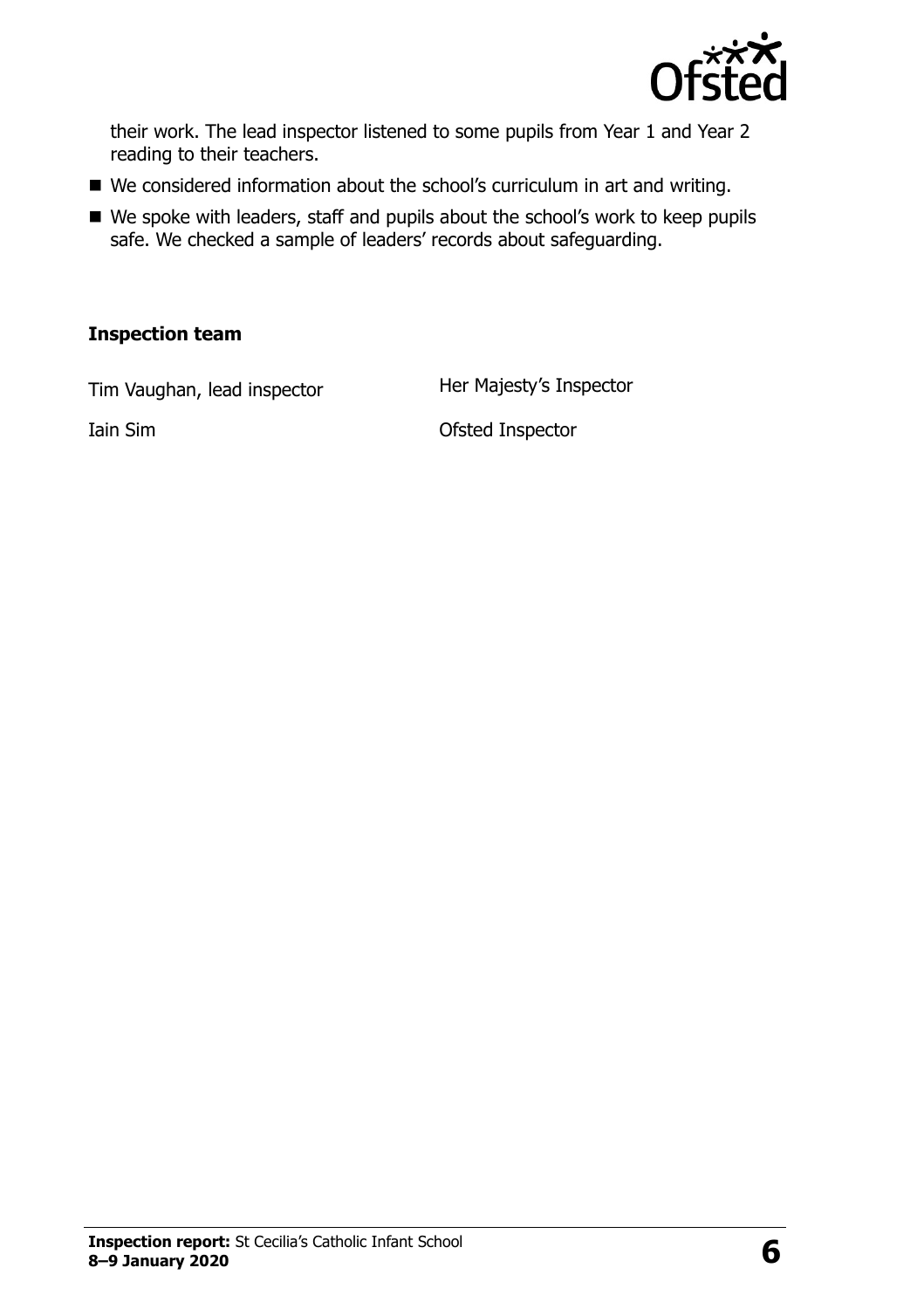their work. The lead inspector listened to some pupils from Year 1 and Year 2 reading to their teachers.

- We considered information about the school's curriculum in art and writing.
- We spoke with leaders, staff and pupils about the school's work to keep pupils safe. We checked a sample of leaders' records about safeguarding.

### Inspection team

| | |
|---|---|
| Tim Vaughan, lead inspector | Her Majesty's Inspector |
| Iain Sim | Ofsted Inspector |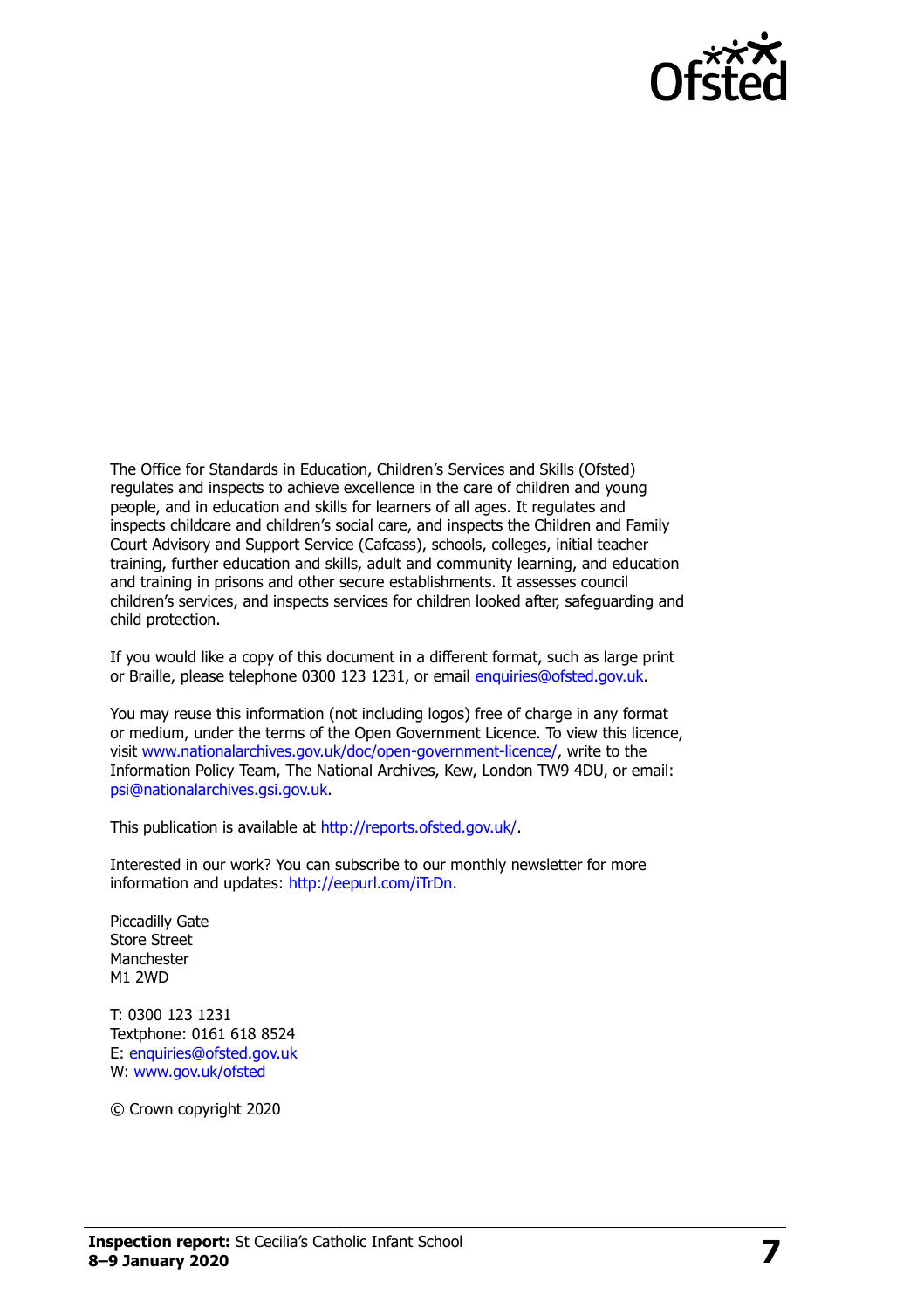The Office for Standards in Education, Children's Services and Skills (Ofsted) regulates and inspects to achieve excellence in the care of children and young people, and in education and skills for learners of all ages. It regulates and inspects childcare and children's social care, and inspects the Children and Family Court Advisory and Support Service (Cafcass), schools, colleges, initial teacher training, further education and skills, adult and community learning, and education and training in prisons and other secure establishments. It assesses council children's services, and inspects services for children looked after, safeguarding and child protection.

If you would like a copy of this document in a different format, such as large print or Braille, please telephone 0300 123 1231, or email enquiries@ofsted.gov.uk.

You may reuse this information (not including logos) free of charge in any format or medium, under the terms of the Open Government Licence. To view this licence, visit www.nationalarchives.gov.uk/doc/open-government-licence/, write to the Information Policy Team, The National Archives, Kew, London TW9 4DU, or email: psi@nationalarchives.gsi.gov.uk.

This publication is available at http://reports.ofsted.gov.uk/.

Interested in our work? You can subscribe to our monthly newsletter for more information and updates: http://eepurl.com/iTrDn.

Piccadilly Gate
Store Street
Manchester
M1 2WD

T: 0300 123 1231
Textphone: 0161 618 8524
E: enquiries@ofsted.gov.uk
W: www.gov.uk/ofsted

© Crown copyright 2020